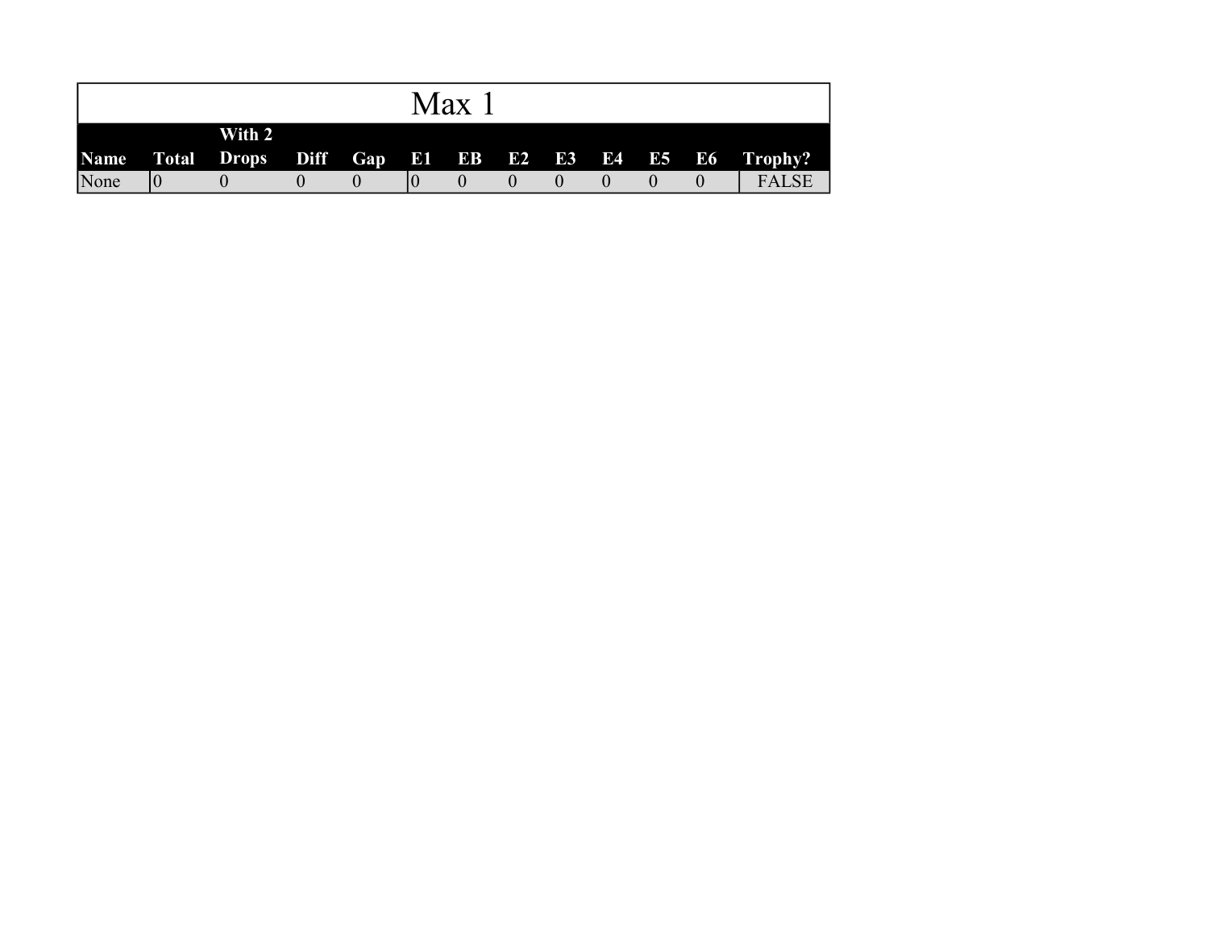| Max 1 | | | | | | | | | | | | |
|---|---|---|---|---|---|---|---|---|---|---|---|---|
| **Name** | **Total** | **With 2 Drops** | **Diff** | **Gap** | **E1** | **EB** | **E2** | **E3** | **E4** | **E5** | **E6** | **Trophy?** |
| None | 0 | 0 | 0 | 0 | 0 | 0 | 0 | 0 | 0 | 0 | 0 | FALSE |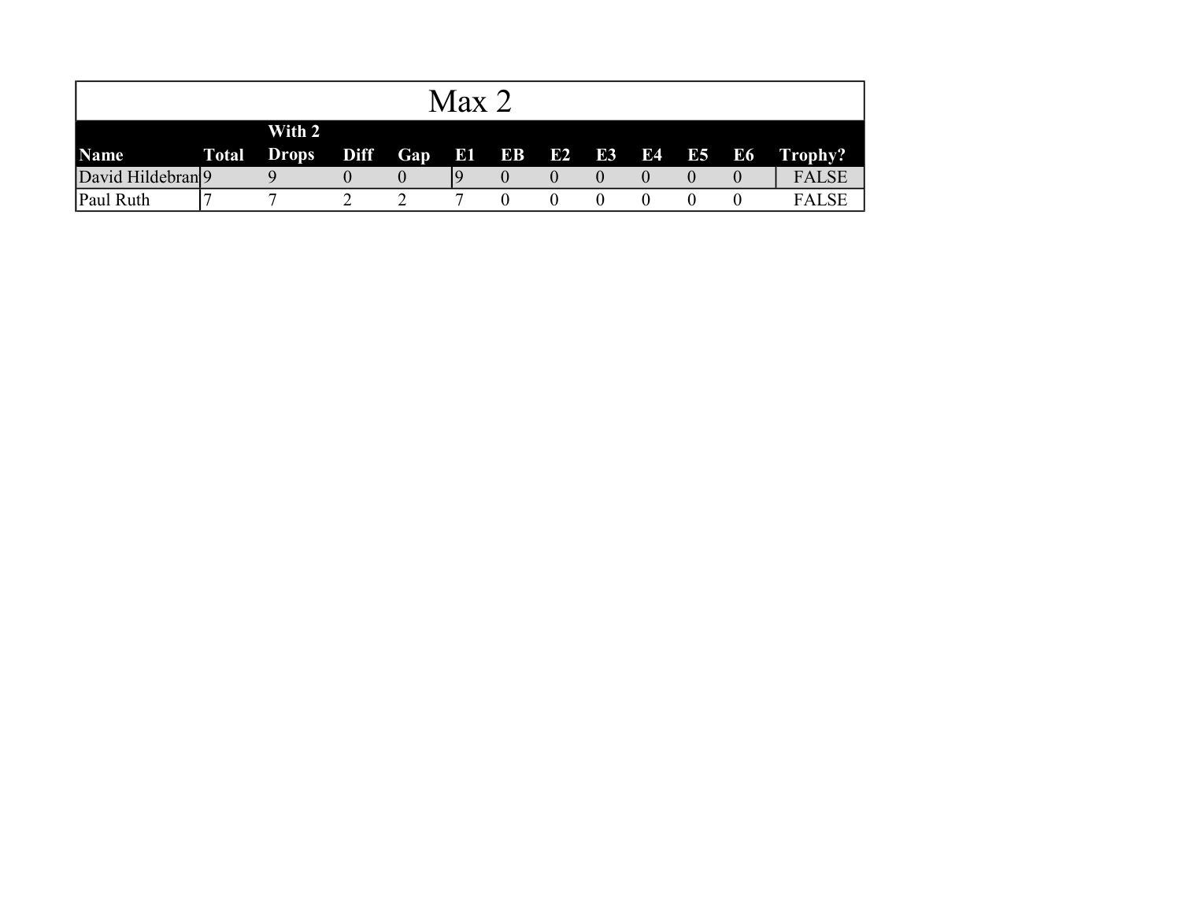# Max 2

| Name | Total | With 2 Drops | Diff | Gap | E1 | EB | E2 | E3 | E4 | E5 | E6 | Trophy? |
|---|---|---|---|---|---|---|---|---|---|---|---|---|
| David Hildebran | 9 | 9 | 0 | 0 | 9 | 0 | 0 | 0 | 0 | 0 | 0 | FALSE |
| Paul Ruth | 7 | 7 | 2 | 2 | 7 | 0 | 0 | 0 | 0 | 0 | 0 | FALSE |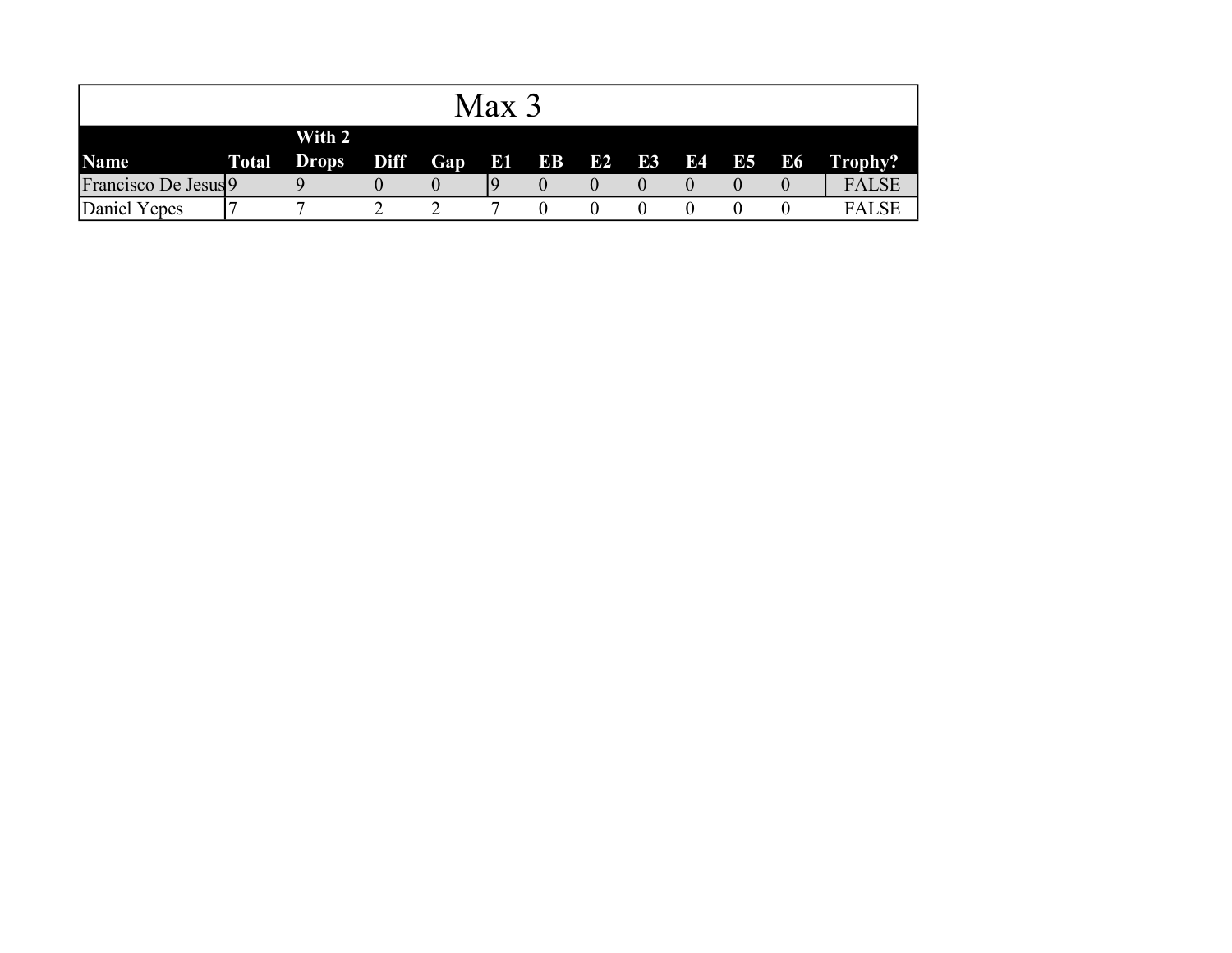# Max 3

| Name | Total | With 2 Drops | Diff | Gap | E1 | EB | E2 | E3 | E4 | E5 | E6 | Trophy? |
|---|---|---|---|---|---|---|---|---|---|---|---|---|
| Francisco De Jesus | 9 | 9 | 0 | 0 | 9 | 0 | 0 | 0 | 0 | 0 | 0 | FALSE |
| Daniel Yepes | 7 | 7 | 2 | 2 | 7 | 0 | 0 | 0 | 0 | 0 | 0 | FALSE |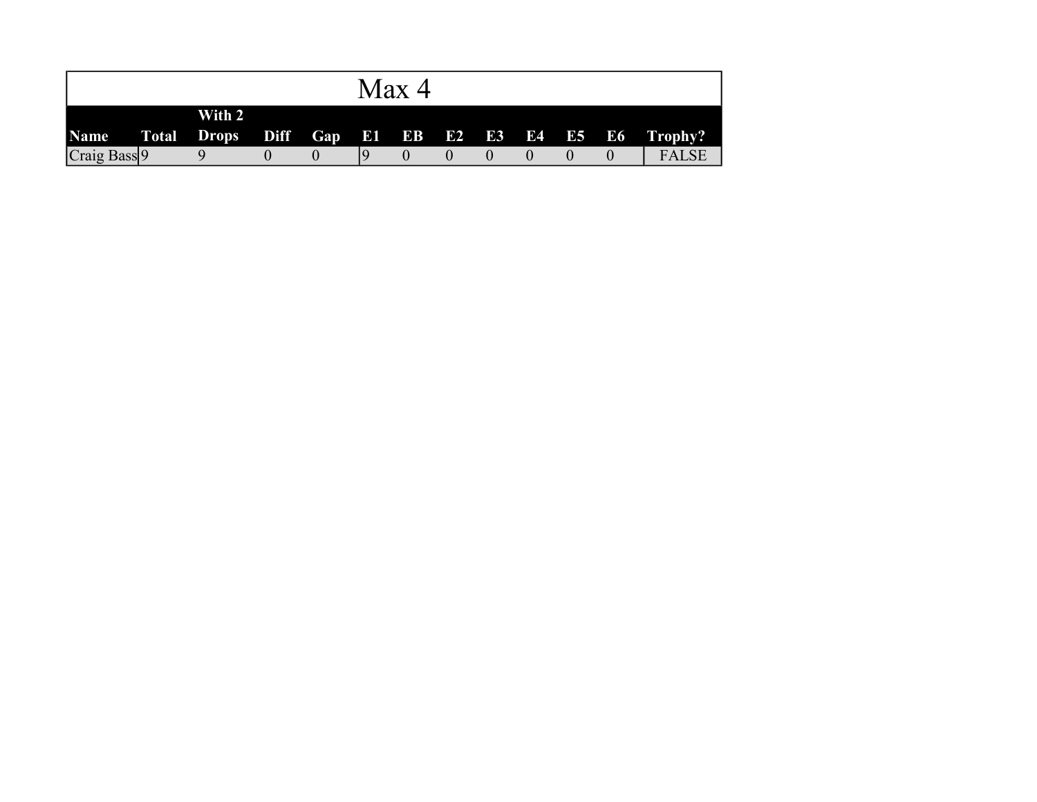# Max 4

| Name | Total | With 2 Drops | Diff | Gap | E1 | EB | E2 | E3 | E4 | E5 | E6 | Trophy? |
|---|---|---|---|---|---|---|---|---|---|---|---|---|
| Craig Bass | 9 | 9 | 0 | 0 | 9 | 0 | 0 | 0 | 0 | 0 | 0 | FALSE |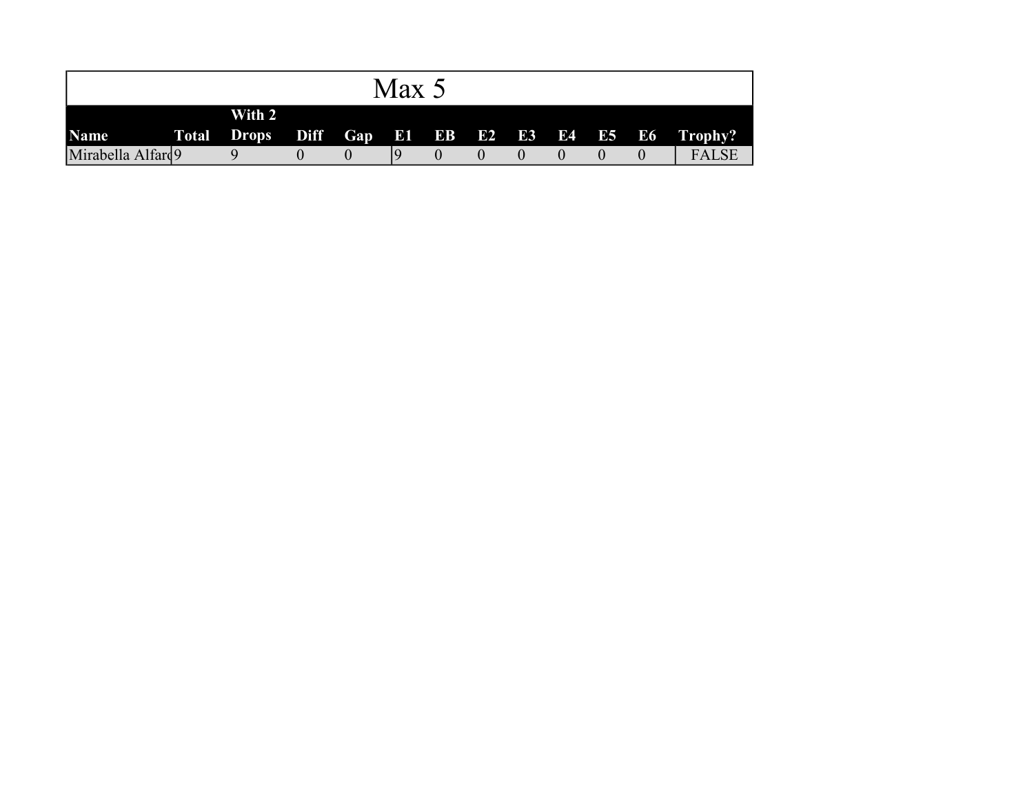# Max 5

| Name | Total | With 2 Drops | Diff | Gap | E1 | EB | E2 | E3 | E4 | E5 | E6 | Trophy? |
|---|---|---|---|---|---|---|---|---|---|---|---|---|
| Mirabella Alfard | 9 | 9 | 0 | 0 | 9 | 0 | 0 | 0 | 0 | 0 | 0 | FALSE |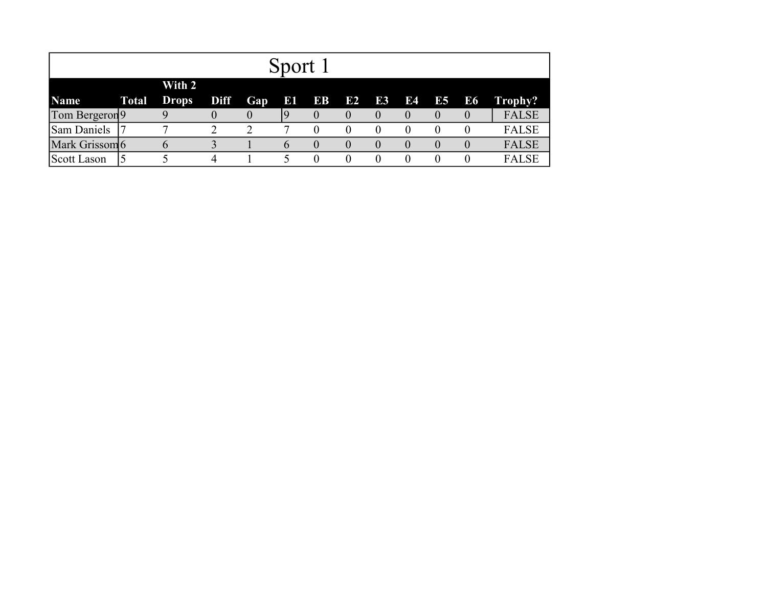# Sport 1

| Name | Total | With 2 Drops | Diff | Gap | E1 | EB | E2 | E3 | E4 | E5 | E6 | Trophy? |
|---|---|---|---|---|---|---|---|---|---|---|---|---|
| Tom Bergeron | 9 | 9 | 0 | 0 | 9 | 0 | 0 | 0 | 0 | 0 | 0 | FALSE |
| Sam Daniels | 7 | 7 | 2 | 2 | 7 | 0 | 0 | 0 | 0 | 0 | 0 | FALSE |
| Mark Grissom | 6 | 6 | 3 | 1 | 6 | 0 | 0 | 0 | 0 | 0 | 0 | FALSE |
| Scott Lason | 5 | 5 | 4 | 1 | 5 | 0 | 0 | 0 | 0 | 0 | 0 | FALSE |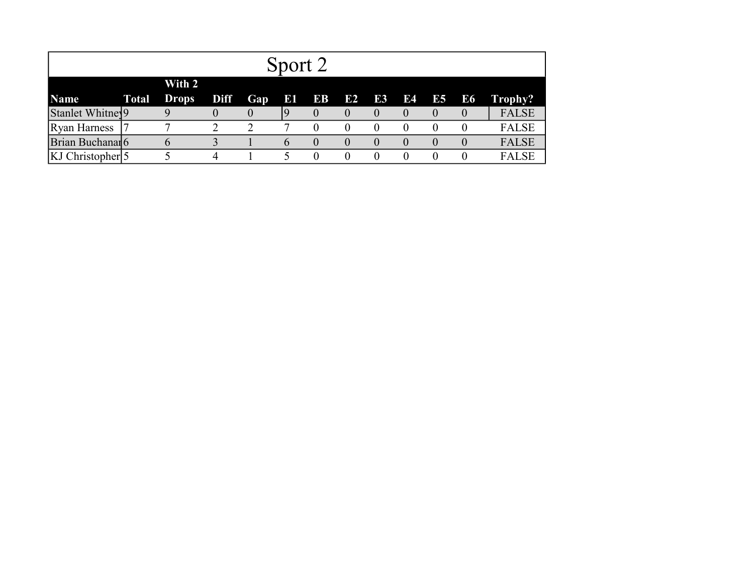# Sport 2

| Name | Total | With 2 Drops | Diff | Gap | E1 | EB | E2 | E3 | E4 | E5 | E6 | Trophy? |
|---|---|---|---|---|---|---|---|---|---|---|---|---|
| Stanlet Whitney | 9 | 9 | 0 | 0 | 9 | 0 | 0 | 0 | 0 | 0 | 0 | FALSE |
| Ryan Harness | 7 | 7 | 2 | 2 | 7 | 0 | 0 | 0 | 0 | 0 | 0 | FALSE |
| Brian Buchanan | 6 | 6 | 3 | 1 | 6 | 0 | 0 | 0 | 0 | 0 | 0 | FALSE |
| KJ Christopher | 5 | 5 | 4 | 1 | 5 | 0 | 0 | 0 | 0 | 0 | 0 | FALSE |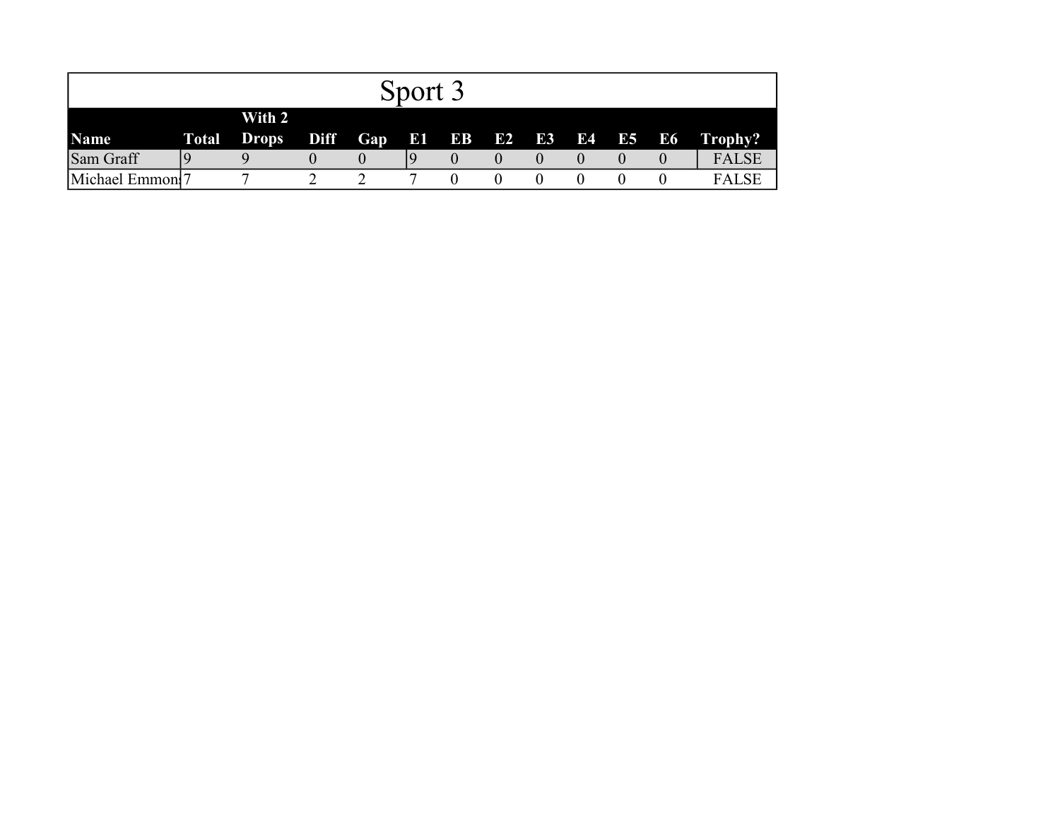# Sport 3

| Name | Total | With 2 Drops | Diff | Gap | E1 | EB | E2 | E3 | E4 | E5 | E6 | Trophy? |
|---|---|---|---|---|---|---|---|---|---|---|---|---|
| Sam Graff | 9 | 9 | 0 | 0 | 9 | 0 | 0 | 0 | 0 | 0 | 0 | FALSE |
| Michael Emmon | 7 | 7 | 2 | 2 | 7 | 0 | 0 | 0 | 0 | 0 | 0 | FALSE |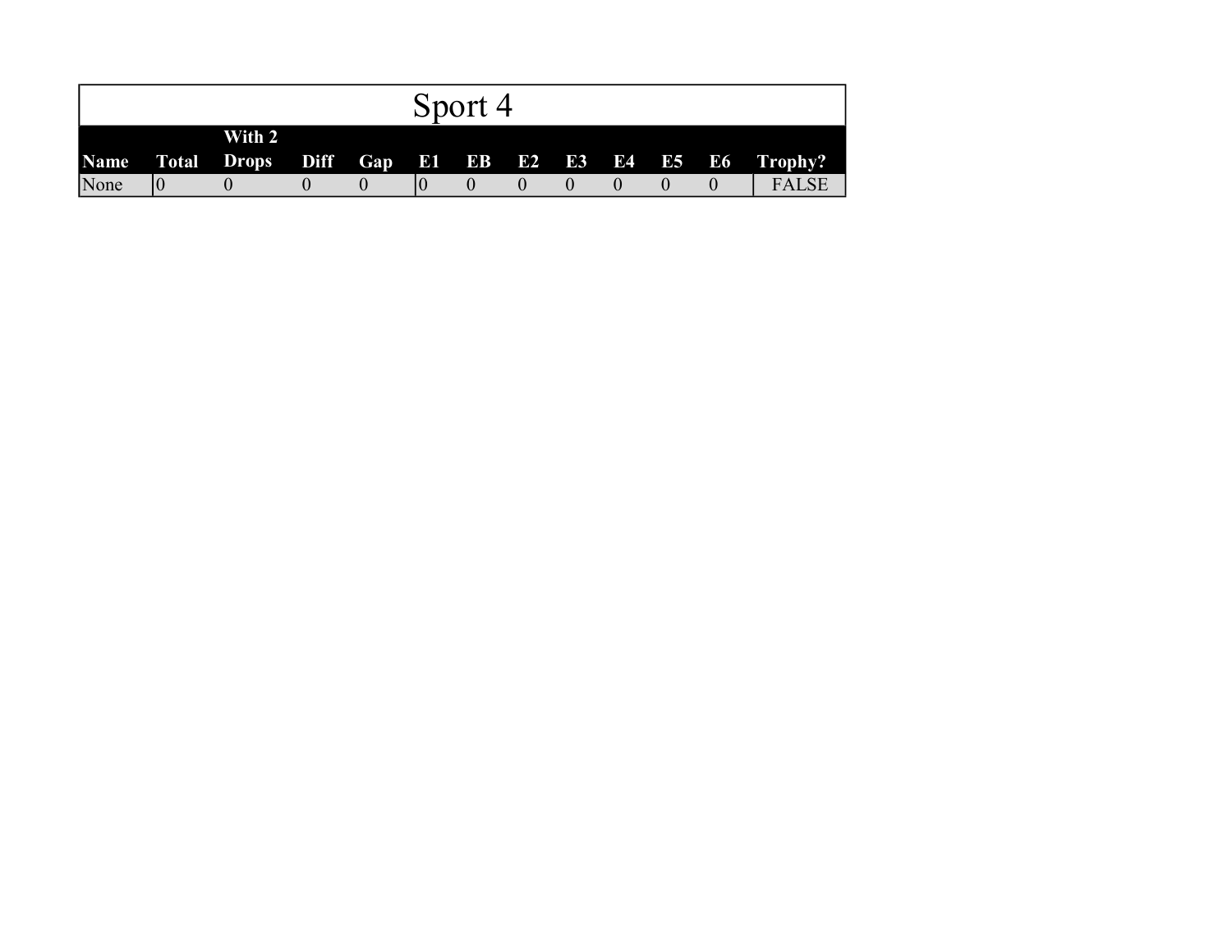# Sport 4

| Name | Total | With 2 Drops | Diff | Gap | E1 | EB | E2 | E3 | E4 | E5 | E6 | Trophy? |
|---|---|---|---|---|---|---|---|---|---|---|---|---|
| None | 0 | 0 | 0 | 0 | 0 | 0 | 0 | 0 | 0 | 0 | 0 | FALSE |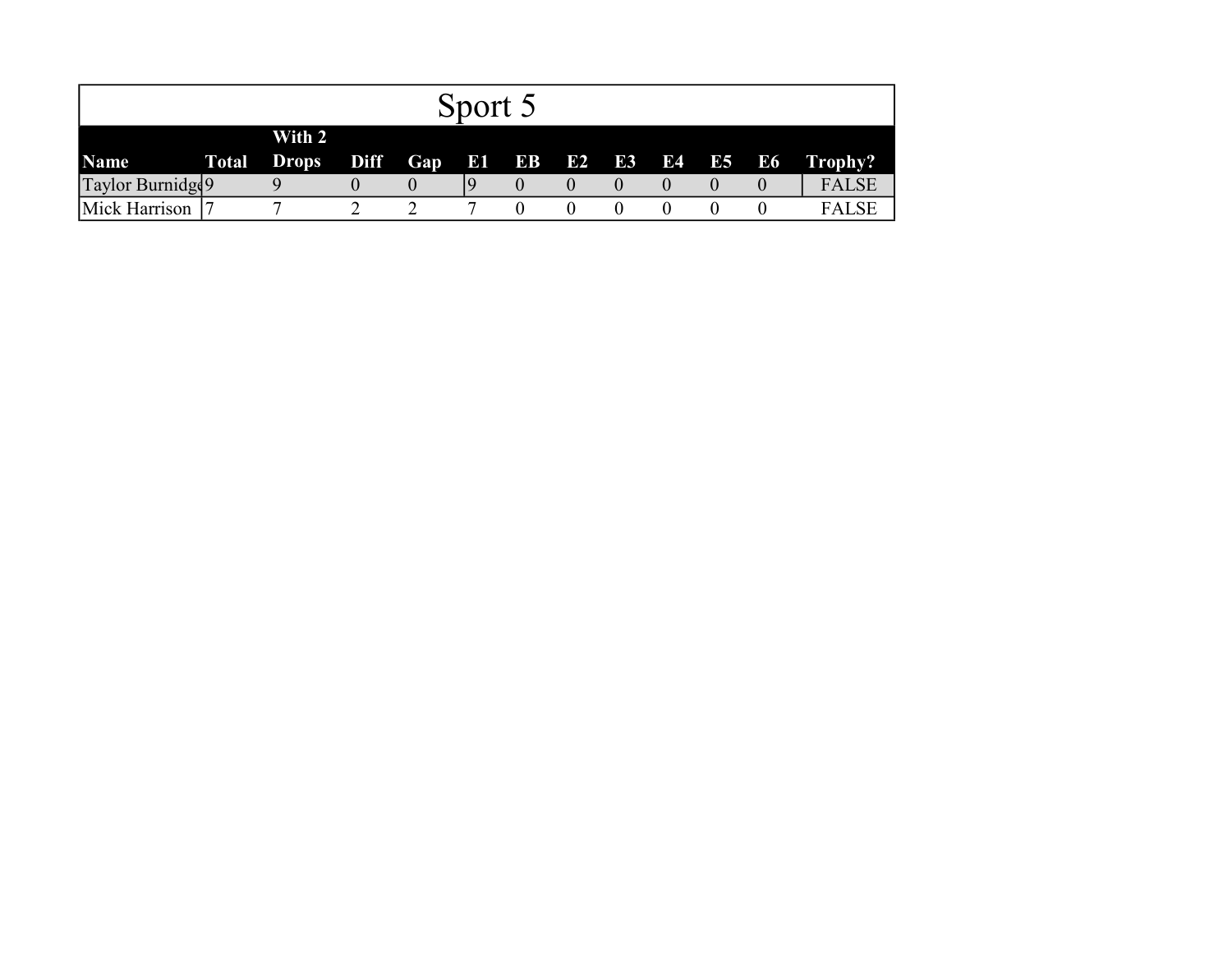# Sport 5

| Name | Total | With 2 Drops | Diff | Gap | E1 | EB | E2 | E3 | E4 | E5 | E6 | Trophy? |
|---|---|---|---|---|---|---|---|---|---|---|---|---|
| Taylor Burnidge | 9 | 9 | 0 | 0 | 9 | 0 | 0 | 0 | 0 | 0 | 0 | FALSE |
| Mick Harrison | 7 | 7 | 2 | 2 | 7 | 0 | 0 | 0 | 0 | 0 | 0 | FALSE |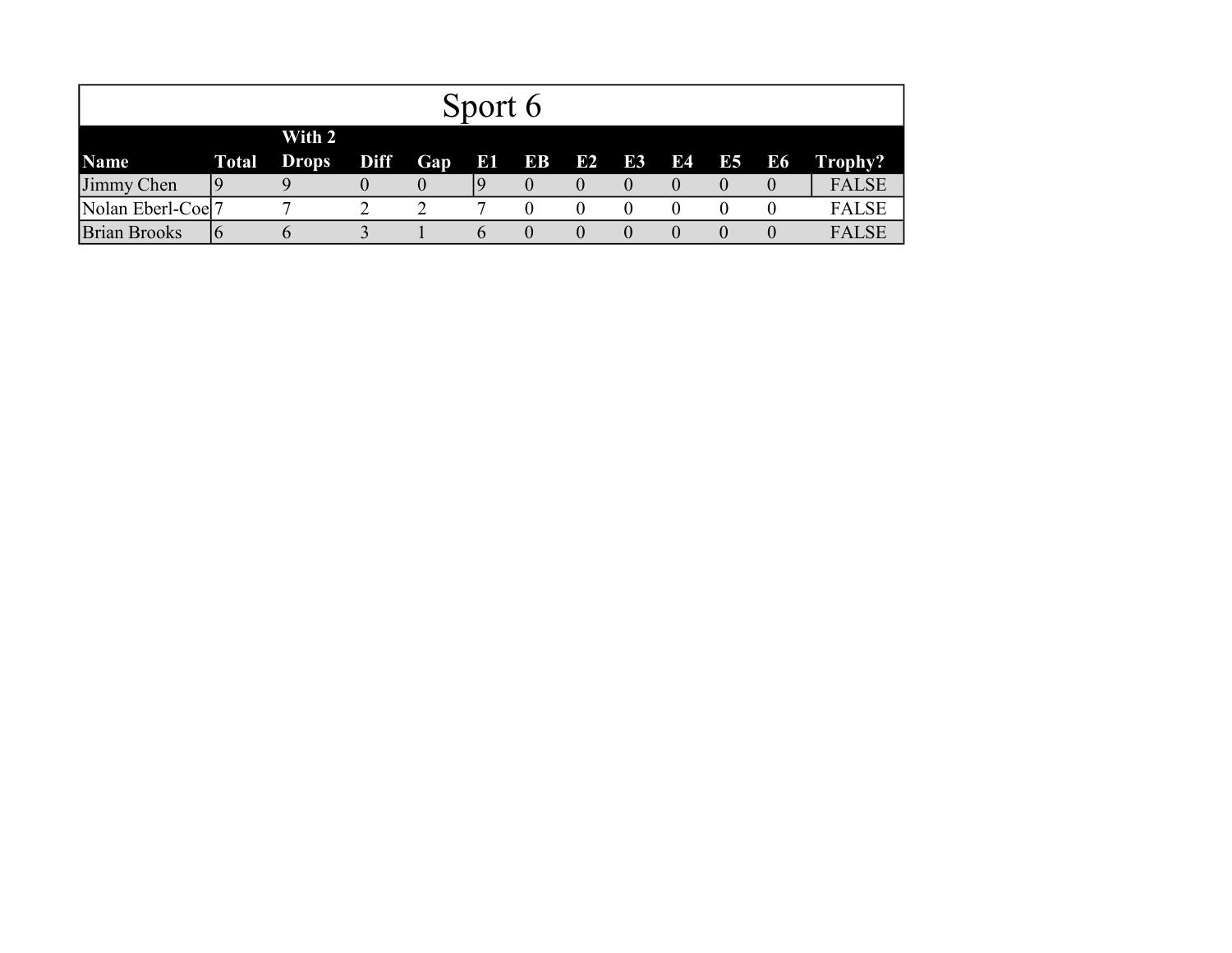# Sport 6

| Name | Total | With 2 Drops | Diff | Gap | E1 | EB | E2 | E3 | E4 | E5 | E6 | Trophy? |
|---|---|---|---|---|---|---|---|---|---|---|---|---|
| Jimmy Chen | 9 | 9 | 0 | 0 | 9 | 0 | 0 | 0 | 0 | 0 | 0 | FALSE |
| Nolan Eberl-Coe | 7 | 7 | 2 | 2 | 7 | 0 | 0 | 0 | 0 | 0 | 0 | FALSE |
| Brian Brooks | 6 | 6 | 3 | 1 | 6 | 0 | 0 | 0 | 0 | 0 | 0 | FALSE |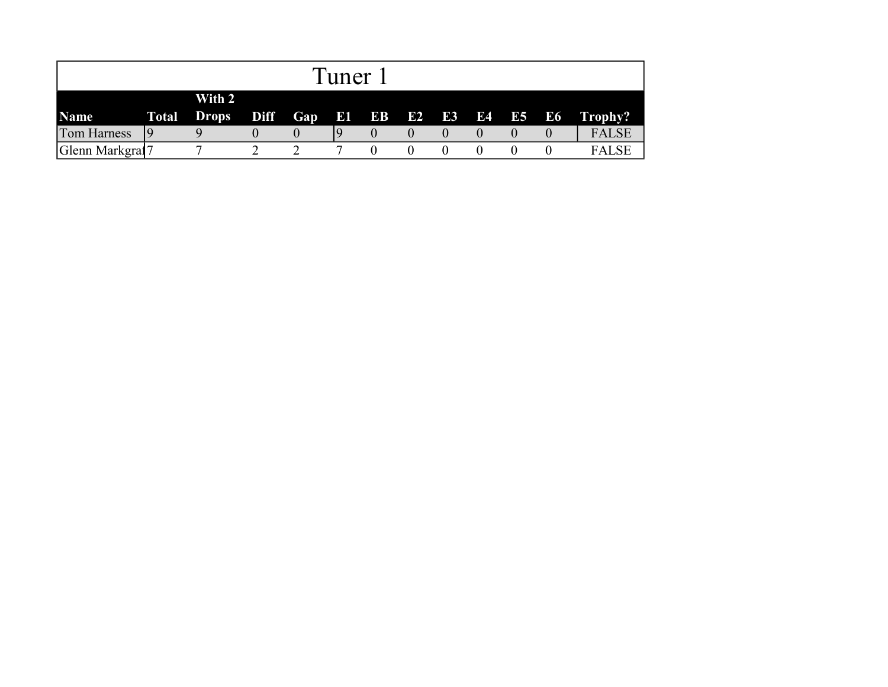# Tuner 1

| Name | Total | With 2 Drops | Diff | Gap | E1 | EB | E2 | E3 | E4 | E5 | E6 | Trophy? |
|---|---|---|---|---|---|---|---|---|---|---|---|---|
| Tom Harness | 9 | 9 | 0 | 0 | 9 | 0 | 0 | 0 | 0 | 0 | 0 | FALSE |
| Glenn Markgra | 7 | 7 | 2 | 2 | 7 | 0 | 0 | 0 | 0 | 0 | 0 | FALSE |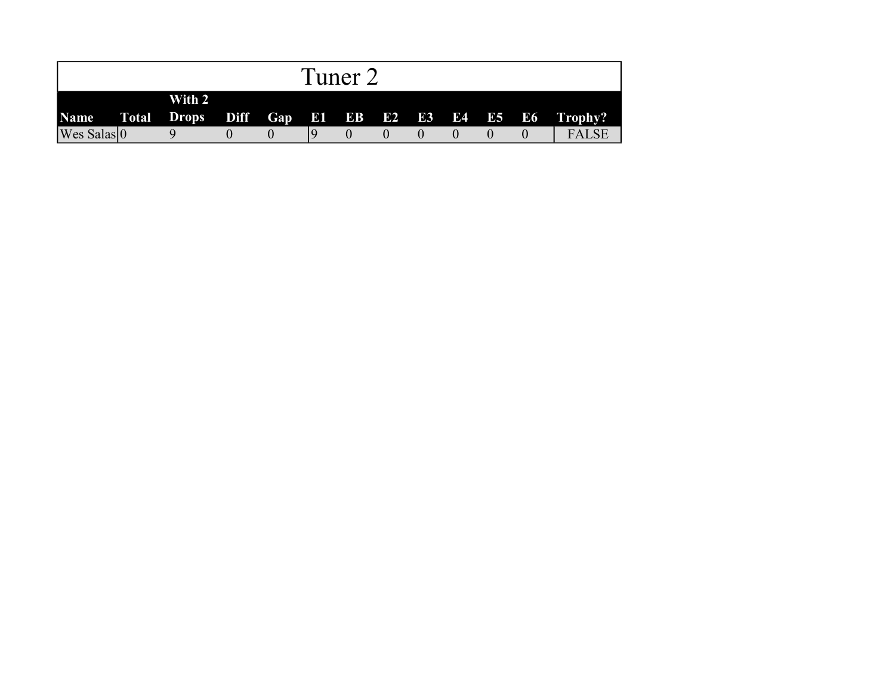# Tuner 2

| Name | Total | With 2 Drops | Diff | Gap | E1 | EB | E2 | E3 | E4 | E5 | E6 | Trophy? |
|---|---|---|---|---|---|---|---|---|---|---|---|---|
| Wes Salas | 0 | 9 | 0 | 0 | 9 | 0 | 0 | 0 | 0 | 0 | 0 | FALSE |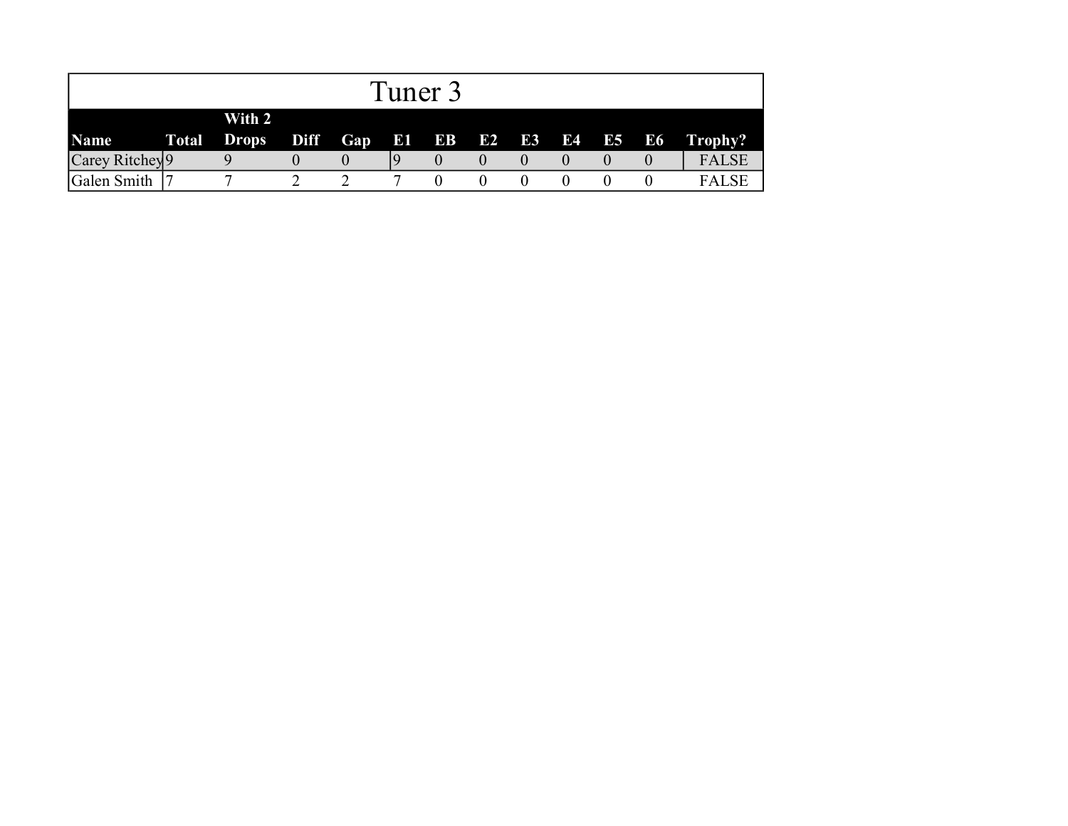## Tuner 3

| Name | Total | With 2 Drops | Diff | Gap | E1 | EB | E2 | E3 | E4 | E5 | E6 | Trophy? |
|---|---|---|---|---|---|---|---|---|---|---|---|---|
| Carey Ritchey | 9 | 9 | 0 | 0 | 9 | 0 | 0 | 0 | 0 | 0 | 0 | FALSE |
| Galen Smith | 7 | 7 | 2 | 2 | 7 | 0 | 0 | 0 | 0 | 0 | 0 | FALSE |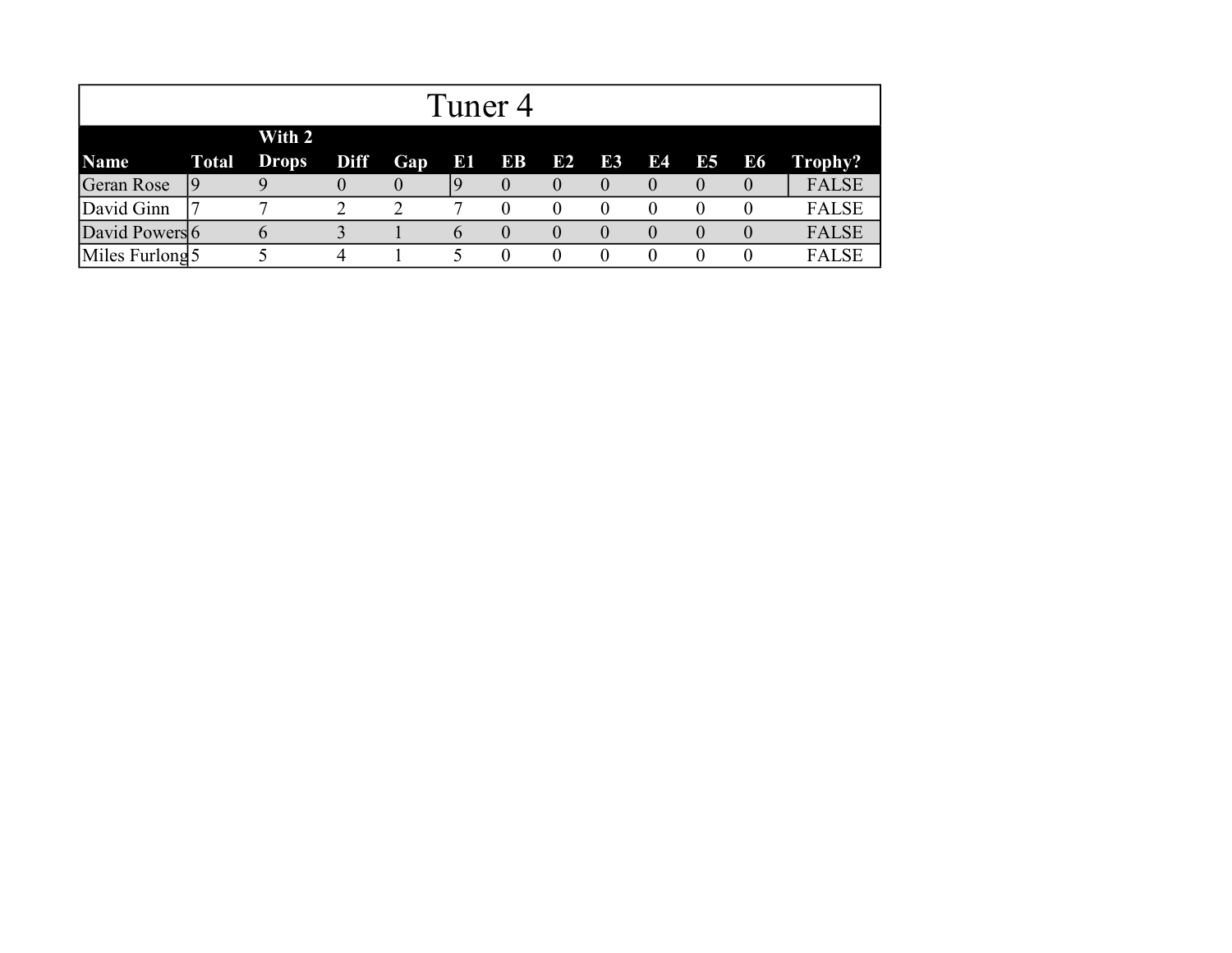# Tuner 4

| Name | Total | With 2 Drops | Diff | Gap | E1 | EB | E2 | E3 | E4 | E5 | E6 | Trophy? |
|---|---|---|---|---|---|---|---|---|---|---|---|---|
| Geran Rose | 9 | 9 | 0 | 0 | 9 | 0 | 0 | 0 | 0 | 0 | 0 | FALSE |
| David Ginn | 7 | 7 | 2 | 2 | 7 | 0 | 0 | 0 | 0 | 0 | 0 | FALSE |
| David Powers | 6 | 6 | 3 | 1 | 6 | 0 | 0 | 0 | 0 | 0 | 0 | FALSE |
| Miles Furlong | 5 | 5 | 4 | 1 | 5 | 0 | 0 | 0 | 0 | 0 | 0 | FALSE |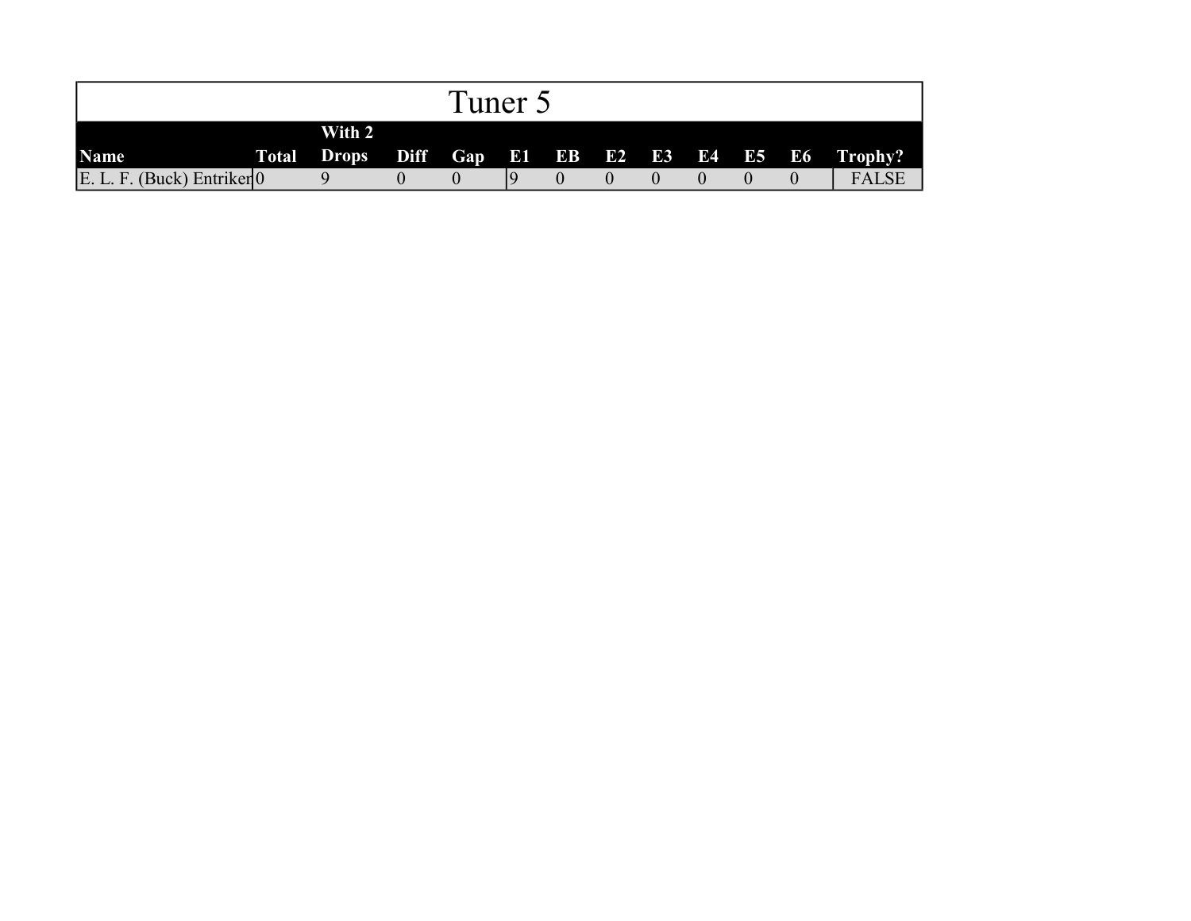# Tuner 5

| Name | Total | With 2 Drops | Diff | Gap | E1 | EB | E2 | E3 | E4 | E5 | E6 | Trophy? |
|---|---|---|---|---|---|---|---|---|---|---|---|---|
| E. L. F. (Buck) Entriker | 0 | 9 | 0 | 0 | 9 | 0 | 0 | 0 | 0 | 0 | 0 | FALSE |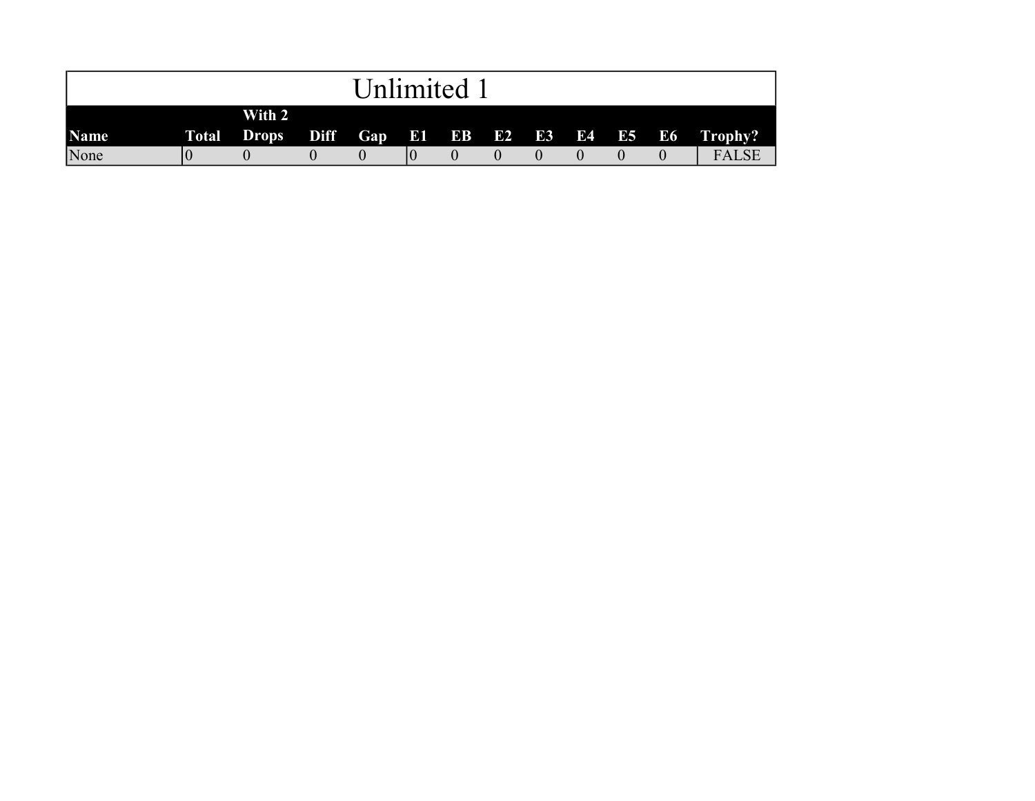| Unlimited 1 | | | | | | | | | | | | |
|---|---|---|---|---|---|---|---|---|---|---|---|---|
| **Name** | **Total** | **With 2 Drops** | **Diff** | **Gap** | **E1** | **EB** | **E2** | **E3** | **E4** | **E5** | **E6** | **Trophy?** |
| None | 0 | 0 | 0 | 0 | 0 | 0 | 0 | 0 | 0 | 0 | 0 | FALSE |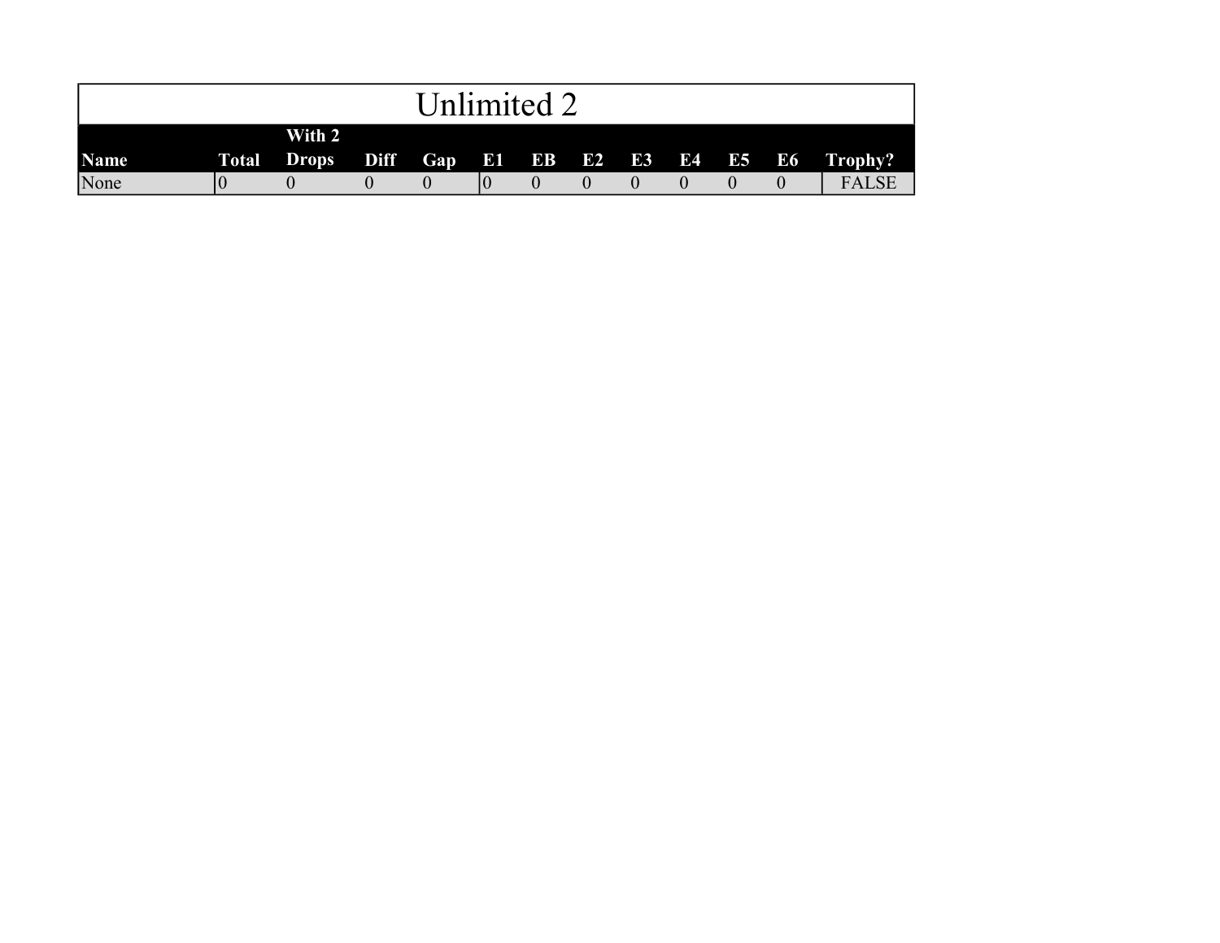# Unlimited 2

| Name | Total | With 2 Drops | Diff | Gap | E1 | EB | E2 | E3 | E4 | E5 | E6 | Trophy? |
|---|---|---|---|---|---|---|---|---|---|---|---|---|
| None | 0 | 0 | 0 | 0 | 0 | 0 | 0 | 0 | 0 | 0 | 0 | FALSE |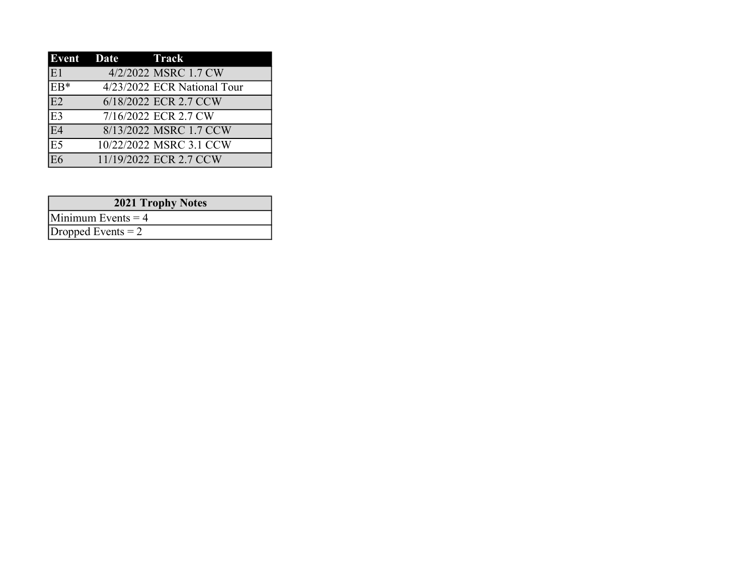| Event | Date | Track |
| --- | --- | --- |
| E1 | 4/2/2022 | MSRC 1.7 CW |
| EB* | 4/23/2022 | ECR National Tour |
| E2 | 6/18/2022 | ECR 2.7 CCW |
| E3 | 7/16/2022 | ECR 2.7 CW |
| E4 | 8/13/2022 | MSRC 1.7 CCW |
| E5 | 10/22/2022 | MSRC 3.1 CCW |
| E6 | 11/19/2022 | ECR 2.7 CCW |

| 2021 Trophy Notes |
| --- |
| Minimum Events = 4 |
| Dropped Events = 2 |